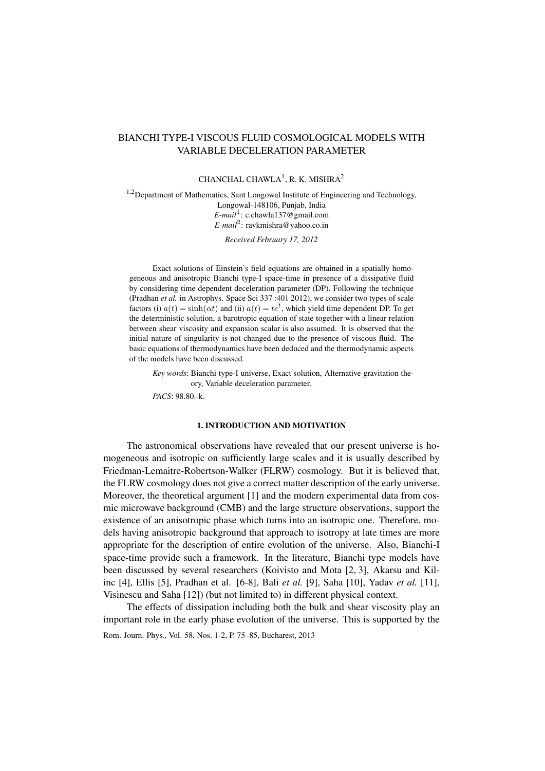# BIANCHI TYPE-I VISCOUS FLUID COSMOLOGICAL MODELS WITH VARIABLE DECELERATION PARAMETER

CHANCHAL CHAWLA[1], R. K. MISHRA[2]

[1,2]Department of Mathematics, Sant Longowal Institute of Engineering and Technology, Longowal-148106, Punjab, India
*E-mail*[1]: c.chawla137@gmail.com
*E-mail*[2]: ravkmishra@yahoo.co.in

*Received February 17, 2012*

Exact solutions of Einstein's field equations are obtained in a spatially homogeneous and anisotropic Bianchi type-I space-time in presence of a dissipative fluid by considering time dependent deceleration parameter (DP). Following the technique (Pradhan *et al.* in Astrophys. Space Sci 337 :401 2012), we consider two types of scale factors (i) $a(t) = \sinh(\alpha t)$ and (ii) $a(t) = te^t$, which yield time dependent DP. To get the deterministic solution, a barotropic equation of state together with a linear relation between shear viscosity and expansion scalar is also assumed. It is observed that the initial nature of singularity is not changed due to the presence of viscous fluid. The basic equations of thermodynamics have been deduced and the thermodynamic aspects of the models have been discussed.

*Key words*: Bianchi type-I universe, Exact solution, Alternative gravitation theory, Variable deceleration parameter.

*PACS*: 98.80.-k.

## 1. INTRODUCTION AND MOTIVATION

The astronomical observations have revealed that our present universe is homogeneous and isotropic on sufficiently large scales and it is usually described by Friedman-Lemaitre-Robertson-Walker (FLRW) cosmology. But it is believed that, the FLRW cosmology does not give a correct matter description of the early universe. Moreover, the theoretical argument [1] and the modern experimental data from cosmic microwave background (CMB) and the large structure observations, support the existence of an anisotropic phase which turns into an isotropic one. Therefore, models having anisotropic background that approach to isotropy at late times are more appropriate for the description of entire evolution of the universe. Also, Bianchi-I space-time provide such a framework. In the literature, Bianchi type models have been discussed by several researchers (Koivisto and Mota [2, 3], Akarsu and Kilinc [4], Ellis [5], Pradhan et al. [6-8], Bali *et al.* [9], Saha [10], Yadav *et al.* [11], Visinescu and Saha [12]) (but not limited to) in different physical context.

The effects of dissipation including both the bulk and shear viscosity play an important role in the early phase evolution of the universe. This is supported by the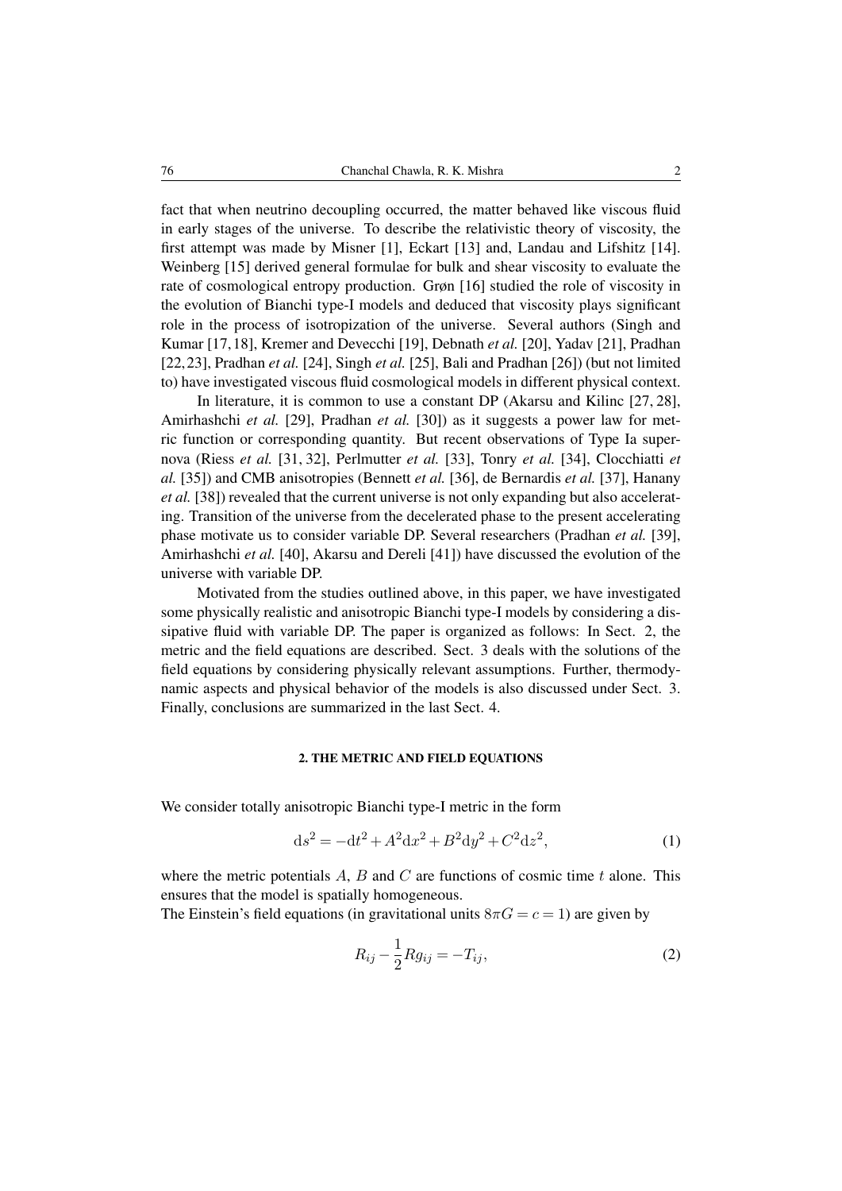fact that when neutrino decoupling occurred, the matter behaved like viscous fluid in early stages of the universe. To describe the relativistic theory of viscosity, the first attempt was made by Misner [1], Eckart [13] and, Landau and Lifshitz [14]. Weinberg [15] derived general formulae for bulk and shear viscosity to evaluate the rate of cosmological entropy production. Grøn [16] studied the role of viscosity in the evolution of Bianchi type-I models and deduced that viscosity plays significant role in the process of isotropization of the universe. Several authors (Singh and Kumar [17, 18], Kremer and Devecchi [19], Debnath *et al.* [20], Yadav [21], Pradhan [22, 23], Pradhan *et al.* [24], Singh *et al.* [25], Bali and Pradhan [26]) (but not limited to) have investigated viscous fluid cosmological models in different physical context.

In literature, it is common to use a constant DP (Akarsu and Kilinc [27, 28], Amirhashchi *et al.* [29], Pradhan *et al.* [30]) as it suggests a power law for metric function or corresponding quantity. But recent observations of Type Ia supernova (Riess *et al.* [31, 32], Perlmutter *et al.* [33], Tonry *et al.* [34], Clocchiatti *et al.* [35]) and CMB anisotropies (Bennett *et al.* [36], de Bernardis *et al.* [37], Hanany *et al.* [38]) revealed that the current universe is not only expanding but also accelerating. Transition of the universe from the decelerated phase to the present accelerating phase motivate us to consider variable DP. Several researchers (Pradhan *et al.* [39], Amirhashchi *et al.* [40], Akarsu and Dereli [41]) have discussed the evolution of the universe with variable DP.

Motivated from the studies outlined above, in this paper, we have investigated some physically realistic and anisotropic Bianchi type-I models by considering a dissipative fluid with variable DP. The paper is organized as follows: In Sect. 2, the metric and the field equations are described. Sect. 3 deals with the solutions of the field equations by considering physically relevant assumptions. Further, thermodynamic aspects and physical behavior of the models is also discussed under Sect. 3. Finally, conclusions are summarized in the last Sect. 4.

## 2. THE METRIC AND FIELD EQUATIONS

We consider totally anisotropic Bianchi type-I metric in the form

$$\mathrm{d}s^2 = -\mathrm{d}t^2 + A^2\mathrm{d}x^2 + B^2\mathrm{d}y^2 + C^2\mathrm{d}z^2, \tag{1}$$

where the metric potentials $A$, $B$ and $C$ are functions of cosmic time $t$ alone. This ensures that the model is spatially homogeneous.

The Einstein's field equations (in gravitational units $8\pi G = c = 1$) are given by

$$R_{ij} - \frac{1}{2}Rg_{ij} = -T_{ij}, \tag{2}$$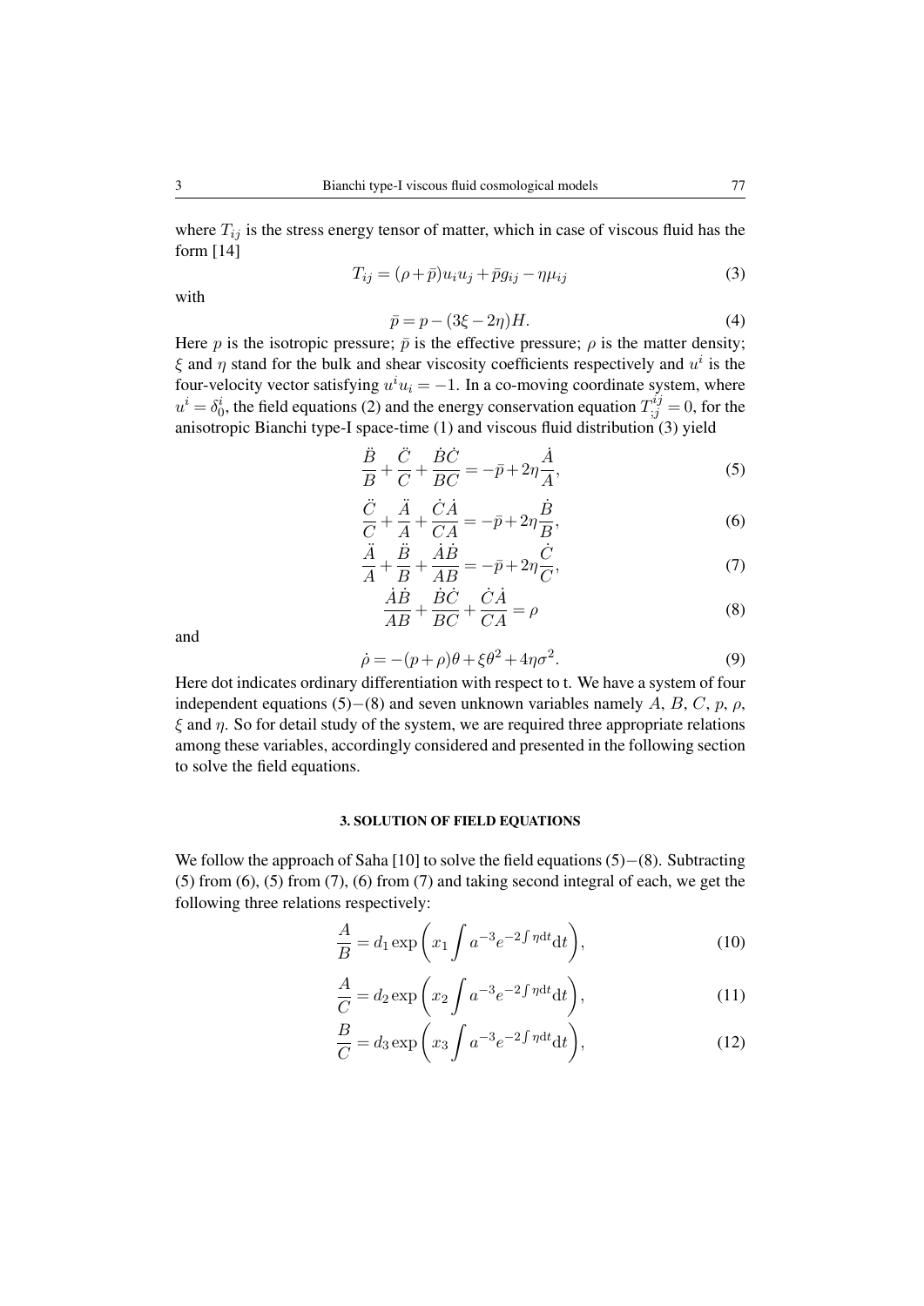where $T_{ij}$ is the stress energy tensor of matter, which in case of viscous fluid has the form [14]

$$T_{ij} = (\rho + \bar{p})u_i u_j + \bar{p}g_{ij} - \eta\mu_{ij} \tag{3}$$

with

$$\bar{p} = p - (3\xi - 2\eta)H. \tag{4}$$

Here $p$ is the isotropic pressure; $\bar{p}$ is the effective pressure; $\rho$ is the matter density; $\xi$ and $\eta$ stand for the bulk and shear viscosity coefficients respectively and $u^i$ is the four-velocity vector satisfying $u^i u_i = -1$. In a co-moving coordinate system, where $u^i = \delta^i_0$, the field equations (2) and the energy conservation equation $T^{ij}_{;j} = 0$, for the anisotropic Bianchi type-I space-time (1) and viscous fluid distribution (3) yield

$$\frac{\ddot{B}}{B} + \frac{\ddot{C}}{C} + \frac{\dot{B}\dot{C}}{BC} = -\bar{p} + 2\eta\frac{\dot{A}}{A}, \tag{5}$$

$$\frac{\ddot{C}}{C} + \frac{\ddot{A}}{A} + \frac{\dot{C}\dot{A}}{CA} = -\bar{p} + 2\eta\frac{\dot{B}}{B}, \tag{6}$$

$$\frac{\ddot{A}}{A} + \frac{\ddot{B}}{B} + \frac{\dot{A}\dot{B}}{AB} = -\bar{p} + 2\eta\frac{\dot{C}}{C}, \tag{7}$$

$$\frac{\dot{A}\dot{B}}{AB} + \frac{\dot{B}\dot{C}}{BC} + \frac{\dot{C}\dot{A}}{CA} = \rho \tag{8}$$

and

$$\dot{\rho} = -(p + \rho)\theta + \xi\theta^2 + 4\eta\sigma^2. \tag{9}$$

Here dot indicates ordinary differentiation with respect to t. We have a system of four independent equations (5)−(8) and seven unknown variables namely $A$, $B$, $C$, $p$, $\rho$, $\xi$ and $\eta$. So for detail study of the system, we are required three appropriate relations among these variables, accordingly considered and presented in the following section to solve the field equations.

## 3. SOLUTION OF FIELD EQUATIONS

We follow the approach of Saha [10] to solve the field equations (5)−(8). Subtracting (5) from (6), (5) from (7), (6) from (7) and taking second integral of each, we get the following three relations respectively:

$$\frac{A}{B} = d_1 \exp\left(x_1 \int a^{-3} e^{-2\int \eta \mathrm{d}t} \mathrm{d}t\right), \tag{10}$$

$$\frac{A}{C} = d_2 \exp\left(x_2 \int a^{-3} e^{-2\int \eta \mathrm{d}t} \mathrm{d}t\right), \tag{11}$$

$$\frac{B}{C} = d_3 \exp\left(x_3 \int a^{-3} e^{-2\int \eta \mathrm{d}t} \mathrm{d}t\right), \tag{12}$$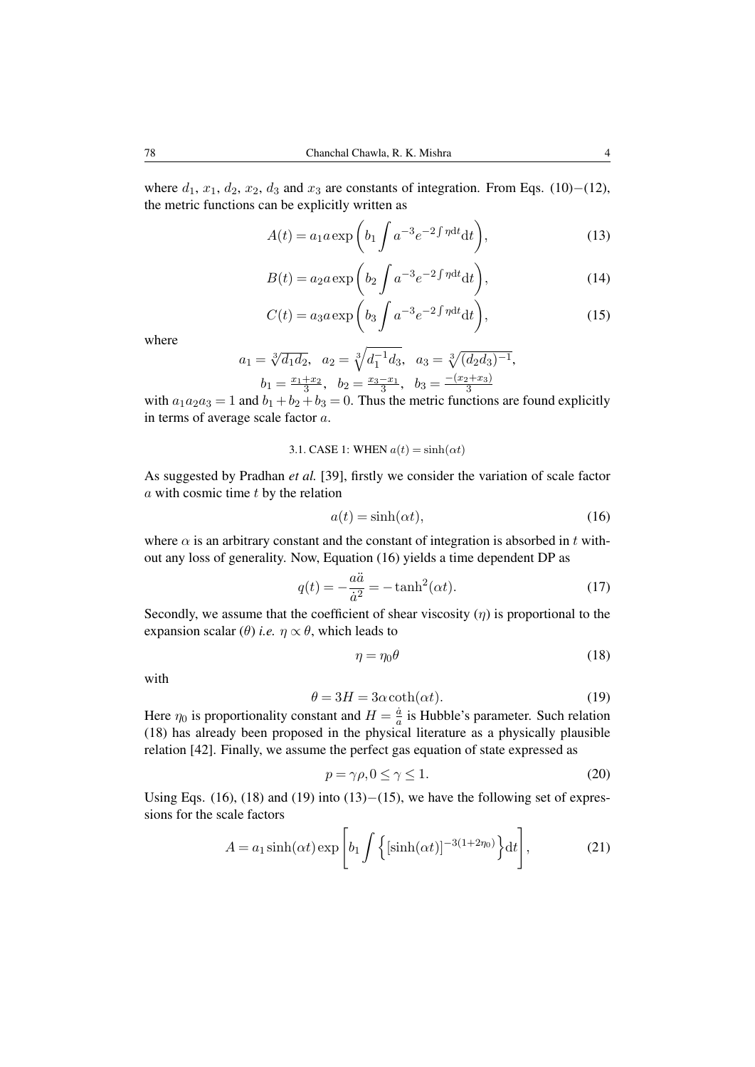where $d_1$, $x_1$, $d_2$, $x_2$, $d_3$ and $x_3$ are constants of integration. From Eqs. (10)−(12), the metric functions can be explicitly written as

$$A(t) = a_1 a \exp\left(b_1 \int a^{-3} e^{-2\int \eta \mathrm{d}t} \mathrm{d}t\right), \tag{13}$$

$$B(t) = a_2 a \exp\left(b_2 \int a^{-3} e^{-2\int \eta \mathrm{d}t} \mathrm{d}t\right), \tag{14}$$

$$C(t) = a_3 a \exp\left(b_3 \int a^{-3} e^{-2\int \eta \mathrm{d}t} \mathrm{d}t\right), \tag{15}$$

where

$$a_1 = \sqrt[3]{d_1 d_2}, \quad a_2 = \sqrt[3]{d_1^{-1} d_3}, \quad a_3 = \sqrt[3]{(d_2 d_3)^{-1}},$$
$$b_1 = \frac{x_1 + x_2}{3}, \quad b_2 = \frac{x_3 - x_1}{3}, \quad b_3 = \frac{-(x_2 + x_3)}{3}$$

with $a_1 a_2 a_3 = 1$ and $b_1 + b_2 + b_3 = 0$. Thus the metric functions are found explicitly in terms of average scale factor $a$.

### 3.1. CASE 1: WHEN $a(t) = \sinh(\alpha t)$

As suggested by Pradhan *et al.* [39], firstly we consider the variation of scale factor $a$ with cosmic time $t$ by the relation

$$a(t) = \sinh(\alpha t), \tag{16}$$

where $\alpha$ is an arbitrary constant and the constant of integration is absorbed in $t$ without any loss of generality. Now, Equation (16) yields a time dependent DP as

$$q(t) = -\frac{a\ddot{a}}{\dot{a}^2} = -\tanh^2(\alpha t). \tag{17}$$

Secondly, we assume that the coefficient of shear viscosity ($\eta$) is proportional to the expansion scalar ($\theta$) *i.e.* $\eta \propto \theta$, which leads to

$$\eta = \eta_0 \theta \tag{18}$$

with

$$\theta = 3H = 3\alpha \coth(\alpha t). \tag{19}$$

Here $\eta_0$ is proportionality constant and $H = \frac{\dot{a}}{a}$ is Hubble's parameter. Such relation (18) has already been proposed in the physical literature as a physically plausible relation [42]. Finally, we assume the perfect gas equation of state expressed as

$$p = \gamma\rho, 0 \leq \gamma \leq 1. \tag{20}$$

Using Eqs. (16), (18) and (19) into (13)−(15), we have the following set of expressions for the scale factors

$$A = a_1 \sinh(\alpha t) \exp\left[b_1 \int \left\{[\sinh(\alpha t)]^{-3(1+2\eta_0)}\right\} \mathrm{d}t\right], \tag{21}$$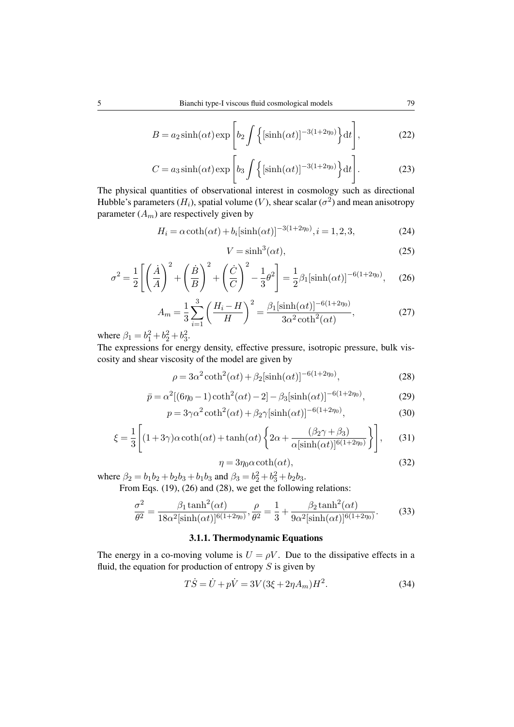$$B = a_2 \sinh(\alpha t) \exp\left[ b_2 \int \left\{ [\sinh(\alpha t)]^{-3(1+2\eta_0)} \right\} \mathrm{d}t \right], \tag{22}$$

$$C = a_3 \sinh(\alpha t) \exp\left[ b_3 \int \left\{ [\sinh(\alpha t)]^{-3(1+2\eta_0)} \right\} \mathrm{d}t \right]. \tag{23}$$

The physical quantities of observational interest in cosmology such as directional Hubble's parameters ($H_i$), spatial volume ($V$), shear scalar ($\sigma^2$) and mean anisotropy parameter ($A_m$) are respectively given by

$$H_i = \alpha \coth(\alpha t) + b_i [\sinh(\alpha t)]^{-3(1+2\eta_0)}, i = 1, 2, 3, \tag{24}$$

$$V = \sinh^3(\alpha t), \tag{25}$$

$$\sigma^2 = \frac{1}{2} \left[ \left( \frac{\dot{A}}{A} \right)^2 + \left( \frac{\dot{B}}{B} \right)^2 + \left( \frac{\dot{C}}{C} \right)^2 - \frac{1}{3} \theta^2 \right] = \frac{1}{2} \beta_1 [\sinh(\alpha t)]^{-6(1+2\eta_0)}, \tag{26}$$

$$A_m = \frac{1}{3} \sum_{i=1}^{3} \left( \frac{H_i - H}{H} \right)^2 = \frac{\beta_1 [\sinh(\alpha t)]^{-6(1+2\eta_0)}}{3\alpha^2 \coth^2(\alpha t)}, \tag{27}$$

where $\beta_1 = b_1^2 + b_2^2 + b_3^2$.

The expressions for energy density, effective pressure, isotropic pressure, bulk viscosity and shear viscosity of the model are given by

$$\rho = 3\alpha^2 \coth^2(\alpha t) + \beta_2 [\sinh(\alpha t)]^{-6(1+2\eta_0)}, \tag{28}$$

$$\bar{p} = \alpha^2 [(6\eta_0 - 1)\coth^2(\alpha t) - 2] - \beta_3 [\sinh(\alpha t)]^{-6(1+2\eta_0)}, \tag{29}$$

$$p = 3\gamma\alpha^2 \coth^2(\alpha t) + \beta_2 \gamma [\sinh(\alpha t)]^{-6(1+2\eta_0)}, \tag{30}$$

$$\xi = \frac{1}{3} \left[ (1 + 3\gamma)\alpha \coth(\alpha t) + \tanh(\alpha t) \left\{ 2\alpha + \frac{(\beta_2 \gamma + \beta_3)}{\alpha [\sinh(\alpha t)]^{6(1+2\eta_0)}} \right\} \right], \tag{31}$$

$$\eta = 3\eta_0 \alpha \coth(\alpha t), \tag{32}$$

where $\beta_2 = b_1 b_2 + b_2 b_3 + b_1 b_3$ and $\beta_3 = b_2^2 + b_3^2 + b_2 b_3$.

From Eqs. (19), (26) and (28), we get the following relations:

$$\frac{\sigma^2}{\theta^2} = \frac{\beta_1 \tanh^2(\alpha t)}{18\alpha^2 [\sinh(\alpha t)]^{6(1+2\eta_0)}}, \frac{\rho}{\theta^2} = \frac{1}{3} + \frac{\beta_2 \tanh^2(\alpha t)}{9\alpha^2 [\sinh(\alpha t)]^{6(1+2\eta_0)}}. \tag{33}$$

#### 3.1.1. Thermodynamic Equations

The energy in a co-moving volume is $U = \rho V$. Due to the dissipative effects in a fluid, the equation for production of entropy $S$ is given by

$$T\dot{S} = \dot{U} + p\dot{V} = 3V(3\xi + 2\eta A_m)H^2. \tag{34}$$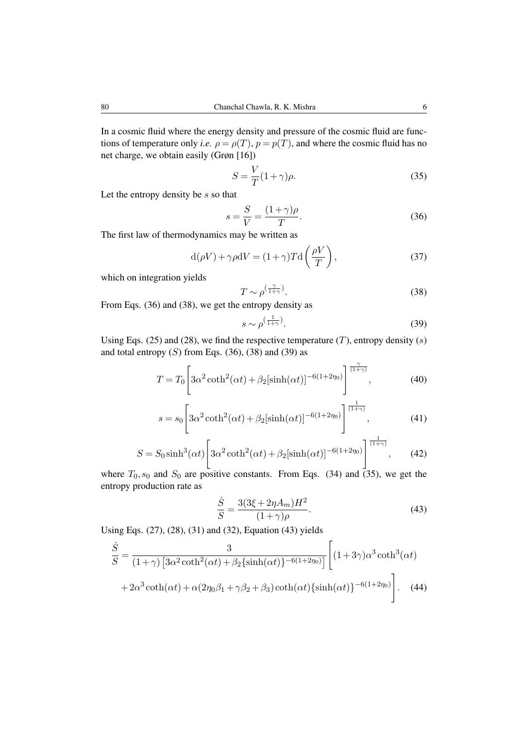In a cosmic fluid where the energy density and pressure of the cosmic fluid are functions of temperature only *i.e.* $\rho = \rho(T)$, $p = p(T)$, and where the cosmic fluid has no net charge, we obtain easily (Grøn [16])

$$S = \frac{V}{T}(1+\gamma)\rho. \tag{35}$$

Let the entropy density be $s$ so that

$$s = \frac{S}{V} = \frac{(1+\gamma)\rho}{T}. \tag{36}$$

The first law of thermodynamics may be written as

$$\mathrm{d}(\rho V) + \gamma\rho \mathrm{d}V = (1+\gamma)T\mathrm{d}\left(\frac{\rho V}{T}\right), \tag{37}$$

which on integration yields

$$T \sim \rho^{\left(\frac{\gamma}{1+\gamma}\right)}. \tag{38}$$

From Eqs. (36) and (38), we get the entropy density as

$$s \sim \rho^{\left(\frac{1}{1+\gamma}\right)}. \tag{39}$$

Using Eqs. (25) and (28), we find the respective temperature ($T$), entropy density ($s$) and total entropy ($S$) from Eqs. (36), (38) and (39) as

$$T = T_0\left[3\alpha^2\coth^2(\alpha t) + \beta_2[\sinh(\alpha t)]^{-6(1+2\eta_0)}\right]^{\frac{\gamma}{(1+\gamma)}}, \tag{40}$$

$$s = s_0\left[3\alpha^2\coth^2(\alpha t) + \beta_2[\sinh(\alpha t)]^{-6(1+2\eta_0)}\right]^{\frac{1}{(1+\gamma)}}, \tag{41}$$

$$S = S_0\sinh^3(\alpha t)\left[3\alpha^2\coth^2(\alpha t) + \beta_2[\sinh(\alpha t)]^{-6(1+2\eta_0)}\right]^{\frac{1}{(1+\gamma)}}, \tag{42}$$

where $T_0, s_0$ and $S_0$ are positive constants. From Eqs. (34) and (35), we get the entropy production rate as

$$\frac{\dot{S}}{S} = \frac{3(3\xi + 2\eta A_m)H^2}{(1+\gamma)\rho}. \tag{43}$$

Using Eqs. (27), (28), (31) and (32), Equation (43) yields

$$\frac{\dot{S}}{S} = \frac{3}{(1+\gamma)\left[3\alpha^2\coth^2(\alpha t) + \beta_2\{\sinh(\alpha t)\}^{-6(1+2\eta_0)}\right]}\Bigg[(1+3\gamma)\alpha^3\coth^3(\alpha t) + 2\alpha^3\coth(\alpha t) + \alpha(2\eta_0\beta_1 + \gamma\beta_2 + \beta_3)\coth(\alpha t)\{\sinh(\alpha t)\}^{-6(1+2\eta_0)}\Bigg]. \tag{44}$$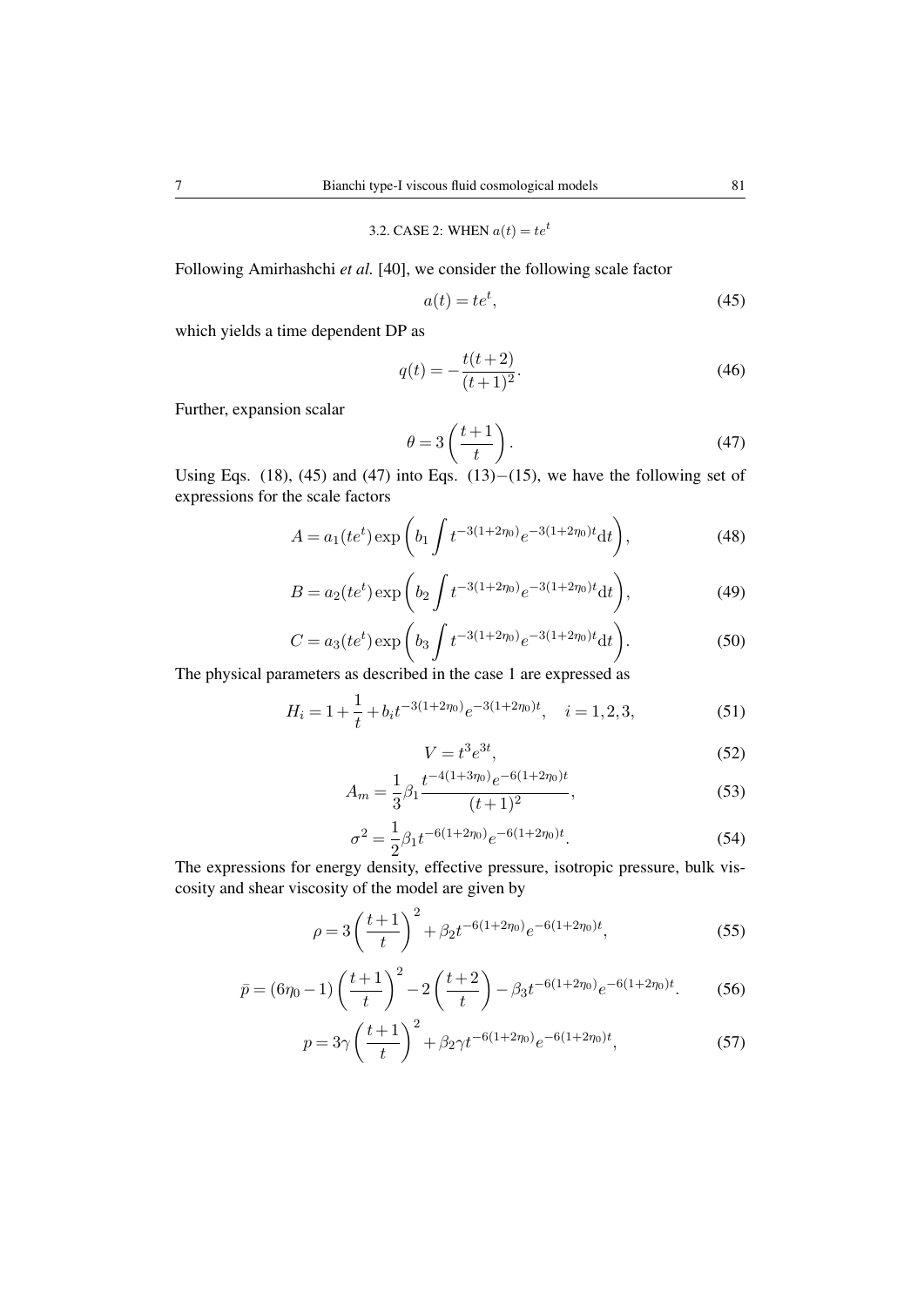### 3.2. CASE 2: WHEN $a(t) = te^t$

Following Amirhashchi *et al.* [40], we consider the following scale factor

$$a(t) = te^t, \tag{45}$$

which yields a time dependent DP as

$$q(t) = -\frac{t(t+2)}{(t+1)^2}. \tag{46}$$

Further, expansion scalar

$$\theta = 3\left(\frac{t+1}{t}\right). \tag{47}$$

Using Eqs. (18), (45) and (47) into Eqs. (13)−(15), we have the following set of expressions for the scale factors

$$A = a_1(te^t)\exp\left(b_1\int t^{-3(1+2\eta_0)}e^{-3(1+2\eta_0)t}\mathrm{d}t\right), \tag{48}$$

$$B = a_2(te^t)\exp\left(b_2\int t^{-3(1+2\eta_0)}e^{-3(1+2\eta_0)t}\mathrm{d}t\right), \tag{49}$$

$$C = a_3(te^t)\exp\left(b_3\int t^{-3(1+2\eta_0)}e^{-3(1+2\eta_0)t}\mathrm{d}t\right). \tag{50}$$

The physical parameters as described in the case 1 are expressed as

$$H_i = 1 + \frac{1}{t} + b_i t^{-3(1+2\eta_0)}e^{-3(1+2\eta_0)t}, \quad i = 1,2,3, \tag{51}$$

$$V = t^3 e^{3t}, \tag{52}$$

$$A_m = \frac{1}{3}\beta_1\frac{t^{-4(1+3\eta_0)}e^{-6(1+2\eta_0)t}}{(t+1)^2}, \tag{53}$$

$$\sigma^2 = \frac{1}{2}\beta_1 t^{-6(1+2\eta_0)}e^{-6(1+2\eta_0)t}. \tag{54}$$

The expressions for energy density, effective pressure, isotropic pressure, bulk viscosity and shear viscosity of the model are given by

$$\rho = 3\left(\frac{t+1}{t}\right)^2 + \beta_2 t^{-6(1+2\eta_0)}e^{-6(1+2\eta_0)t}, \tag{55}$$

$$\bar{p} = (6\eta_0 - 1)\left(\frac{t+1}{t}\right)^2 - 2\left(\frac{t+2}{t}\right) - \beta_3 t^{-6(1+2\eta_0)}e^{-6(1+2\eta_0)t}. \tag{56}$$

$$p = 3\gamma\left(\frac{t+1}{t}\right)^2 + \beta_2\gamma t^{-6(1+2\eta_0)}e^{-6(1+2\eta_0)t}, \tag{57}$$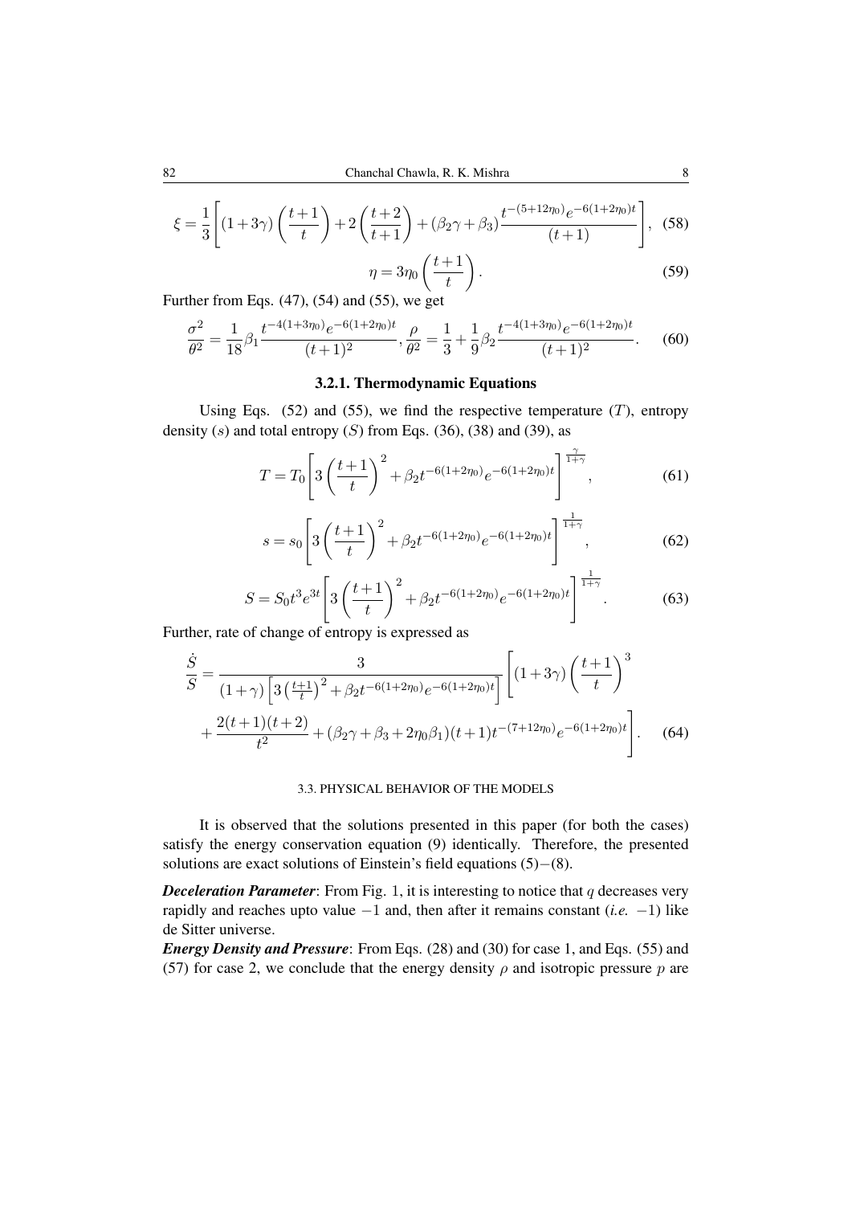$$\xi = \frac{1}{3}\left[(1+3\gamma)\left(\frac{t+1}{t}\right) + 2\left(\frac{t+2}{t+1}\right) + (\beta_2\gamma + \beta_3)\frac{t^{-(5+12\eta_0)}e^{-6(1+2\eta_0)t}}{(t+1)}\right], \quad (58)$$

$$\eta = 3\eta_0\left(\frac{t+1}{t}\right). \quad (59)$$

Further from Eqs. (47), (54) and (55), we get

$$\frac{\sigma^2}{\theta^2} = \frac{1}{18}\beta_1\frac{t^{-4(1+3\eta_0)}e^{-6(1+2\eta_0)t}}{(t+1)^2}, \frac{\rho}{\theta^2} = \frac{1}{3} + \frac{1}{9}\beta_2\frac{t^{-4(1+3\eta_0)}e^{-6(1+2\eta_0)t}}{(t+1)^2}. \quad (60)$$

### 3.2.1. Thermodynamic Equations

Using Eqs. (52) and (55), we find the respective temperature ($T$), entropy density ($s$) and total entropy ($S$) from Eqs. (36), (38) and (39), as

$$T = T_0\left[3\left(\frac{t+1}{t}\right)^2 + \beta_2 t^{-6(1+2\eta_0)}e^{-6(1+2\eta_0)t}\right]^{\frac{\gamma}{1+\gamma}}, \quad (61)$$

$$s = s_0\left[3\left(\frac{t+1}{t}\right)^2 + \beta_2 t^{-6(1+2\eta_0)}e^{-6(1+2\eta_0)t}\right]^{\frac{1}{1+\gamma}}, \quad (62)$$

$$S = S_0 t^3 e^{3t}\left[3\left(\frac{t+1}{t}\right)^2 + \beta_2 t^{-6(1+2\eta_0)}e^{-6(1+2\eta_0)t}\right]^{\frac{1}{1+\gamma}}. \quad (63)$$

Further, rate of change of entropy is expressed as

$$\frac{\dot{S}}{S} = \frac{3}{(1+\gamma)\left[3\left(\frac{t+1}{t}\right)^2 + \beta_2 t^{-6(1+2\eta_0)}e^{-6(1+2\eta_0)t}\right]}\left[(1+3\gamma)\left(\frac{t+1}{t}\right)^3 + \frac{2(t+1)(t+2)}{t^2} + (\beta_2\gamma + \beta_3 + 2\eta_0\beta_1)(t+1)t^{-(7+12\eta_0)}e^{-6(1+2\eta_0)t}\right]. \quad (64)$$

## 3.3. PHYSICAL BEHAVIOR OF THE MODELS

It is observed that the solutions presented in this paper (for both the cases) satisfy the energy conservation equation (9) identically. Therefore, the presented solutions are exact solutions of Einstein's field equations (5)−(8).

***Deceleration Parameter***: From Fig. 1, it is interesting to notice that $q$ decreases very rapidly and reaches upto value $-1$ and, then after it remains constant (*i.e.* $-1$) like de Sitter universe.

***Energy Density and Pressure***: From Eqs. (28) and (30) for case 1, and Eqs. (55) and (57) for case 2, we conclude that the energy density $\rho$ and isotropic pressure $p$ are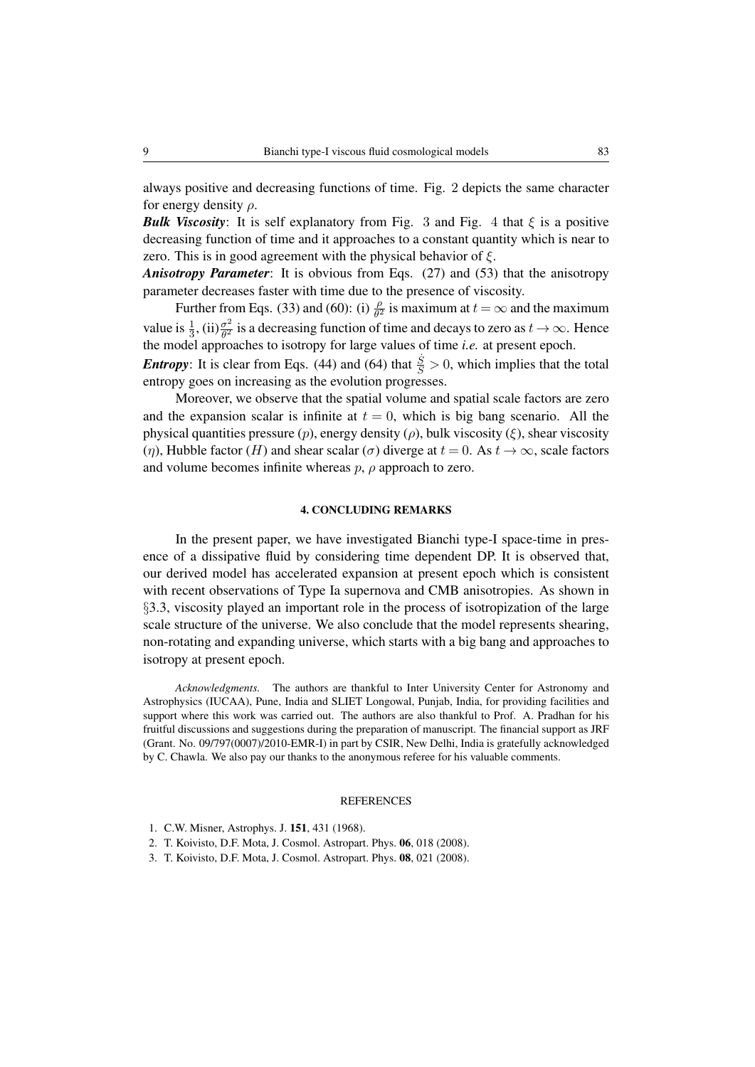always positive and decreasing functions of time. Fig. 2 depicts the same character for energy density $\rho$.

***Bulk Viscosity***: It is self explanatory from Fig. 3 and Fig. 4 that $\xi$ is a positive decreasing function of time and it approaches to a constant quantity which is near to zero. This is in good agreement with the physical behavior of $\xi$.

***Anisotropy Parameter***: It is obvious from Eqs. (27) and (53) that the anisotropy parameter decreases faster with time due to the presence of viscosity.

Further from Eqs. (33) and (60): (i) $\frac{\rho}{\theta^2}$ is maximum at $t = \infty$ and the maximum value is $\frac{1}{3}$, (ii)$\frac{\sigma^2}{\theta^2}$ is a decreasing function of time and decays to zero as $t \to \infty$. Hence the model approaches to isotropy for large values of time *i.e.* at present epoch.

***Entropy***: It is clear from Eqs. (44) and (64) that $\frac{\dot{S}}{S} > 0$, which implies that the total entropy goes on increasing as the evolution progresses.

Moreover, we observe that the spatial volume and spatial scale factors are zero and the expansion scalar is infinite at $t = 0$, which is big bang scenario. All the physical quantities pressure ($p$), energy density ($\rho$), bulk viscosity ($\xi$), shear viscosity ($\eta$), Hubble factor ($H$) and shear scalar ($\sigma$) diverge at $t = 0$. As $t \to \infty$, scale factors and volume becomes infinite whereas $p$, $\rho$ approach to zero.

## 4. CONCLUDING REMARKS

In the present paper, we have investigated Bianchi type-I space-time in presence of a dissipative fluid by considering time dependent DP. It is observed that, our derived model has accelerated expansion at present epoch which is consistent with recent observations of Type Ia supernova and CMB anisotropies. As shown in §3.3, viscosity played an important role in the process of isotropization of the large scale structure of the universe. We also conclude that the model represents shearing, non-rotating and expanding universe, which starts with a big bang and approaches to isotropy at present epoch.

*Acknowledgments.* The authors are thankful to Inter University Center for Astronomy and Astrophysics (IUCAA), Pune, India and SLIET Longowal, Punjab, India, for providing facilities and support where this work was carried out. The authors are also thankful to Prof. A. Pradhan for his fruitful discussions and suggestions during the preparation of manuscript. The financial support as JRF (Grant. No. 09/797(0007)/2010-EMR-I) in part by CSIR, New Delhi, India is gratefully acknowledged by C. Chawla. We also pay our thanks to the anonymous referee for his valuable comments.

## REFERENCES

1. C.W. Misner, Astrophys. J. **151**, 431 (1968).
2. T. Koivisto, D.F. Mota, J. Cosmol. Astropart. Phys. **06**, 018 (2008).
3. T. Koivisto, D.F. Mota, J. Cosmol. Astropart. Phys. **08**, 021 (2008).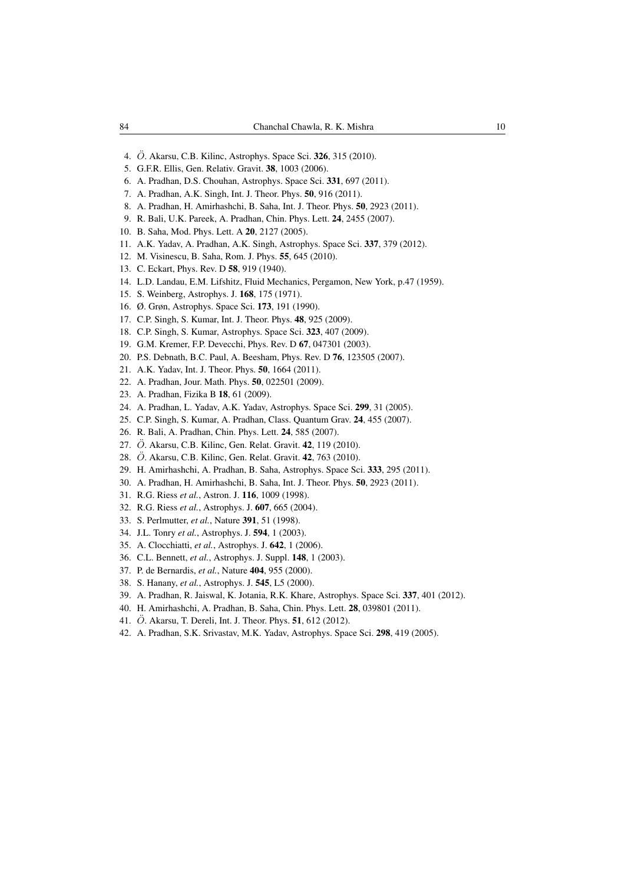4. Ö. Akarsu, C.B. Kilinc, Astrophys. Space Sci. **326**, 315 (2010).
5. G.F.R. Ellis, Gen. Relativ. Gravit. **38**, 1003 (2006).
6. A. Pradhan, D.S. Chouhan, Astrophys. Space Sci. **331**, 697 (2011).
7. A. Pradhan, A.K. Singh, Int. J. Theor. Phys. **50**, 916 (2011).
8. A. Pradhan, H. Amirhashchi, B. Saha, Int. J. Theor. Phys. **50**, 2923 (2011).
9. R. Bali, U.K. Pareek, A. Pradhan, Chin. Phys. Lett. **24**, 2455 (2007).
10. B. Saha, Mod. Phys. Lett. A **20**, 2127 (2005).
11. A.K. Yadav, A. Pradhan, A.K. Singh, Astrophys. Space Sci. **337**, 379 (2012).
12. M. Visinescu, B. Saha, Rom. J. Phys. **55**, 645 (2010).
13. C. Eckart, Phys. Rev. D **58**, 919 (1940).
14. L.D. Landau, E.M. Lifshitz, Fluid Mechanics, Pergamon, New York, p.47 (1959).
15. S. Weinberg, Astrophys. J. **168**, 175 (1971).
16. Ø. Grøn, Astrophys. Space Sci. **173**, 191 (1990).
17. C.P. Singh, S. Kumar, Int. J. Theor. Phys. **48**, 925 (2009).
18. C.P. Singh, S. Kumar, Astrophys. Space Sci. **323**, 407 (2009).
19. G.M. Kremer, F.P. Devecchi, Phys. Rev. D **67**, 047301 (2003).
20. P.S. Debnath, B.C. Paul, A. Beesham, Phys. Rev. D **76**, 123505 (2007).
21. A.K. Yadav, Int. J. Theor. Phys. **50**, 1664 (2011).
22. A. Pradhan, Jour. Math. Phys. **50**, 022501 (2009).
23. A. Pradhan, Fizika B **18**, 61 (2009).
24. A. Pradhan, L. Yadav, A.K. Yadav, Astrophys. Space Sci. **299**, 31 (2005).
25. C.P. Singh, S. Kumar, A. Pradhan, Class. Quantum Grav. **24**, 455 (2007).
26. R. Bali, A. Pradhan, Chin. Phys. Lett. **24**, 585 (2007).
27. Ö. Akarsu, C.B. Kilinc, Gen. Relat. Gravit. **42**, 119 (2010).
28. Ö. Akarsu, C.B. Kilinc, Gen. Relat. Gravit. **42**, 763 (2010).
29. H. Amirhashchi, A. Pradhan, B. Saha, Astrophys. Space Sci. **333**, 295 (2011).
30. A. Pradhan, H. Amirhashchi, B. Saha, Int. J. Theor. Phys. **50**, 2923 (2011).
31. R.G. Riess *et al.*, Astron. J. **116**, 1009 (1998).
32. R.G. Riess *et al.*, Astrophys. J. **607**, 665 (2004).
33. S. Perlmutter, *et al.*, Nature **391**, 51 (1998).
34. J.L. Tonry *et al.*, Astrophys. J. **594**, 1 (2003).
35. A. Clocchiatti, *et al.*, Astrophys. J. **642**, 1 (2006).
36. C.L. Bennett, *et al.*, Astrophys. J. Suppl. **148**, 1 (2003).
37. P. de Bernardis, *et al.*, Nature **404**, 955 (2000).
38. S. Hanany, *et al.*, Astrophys. J. **545**, L5 (2000).
39. A. Pradhan, R. Jaiswal, K. Jotania, R.K. Khare, Astrophys. Space Sci. **337**, 401 (2012).
40. H. Amirhashchi, A. Pradhan, B. Saha, Chin. Phys. Lett. **28**, 039801 (2011).
41. Ö. Akarsu, T. Dereli, Int. J. Theor. Phys. **51**, 612 (2012).
42. A. Pradhan, S.K. Srivastav, M.K. Yadav, Astrophys. Space Sci. **298**, 419 (2005).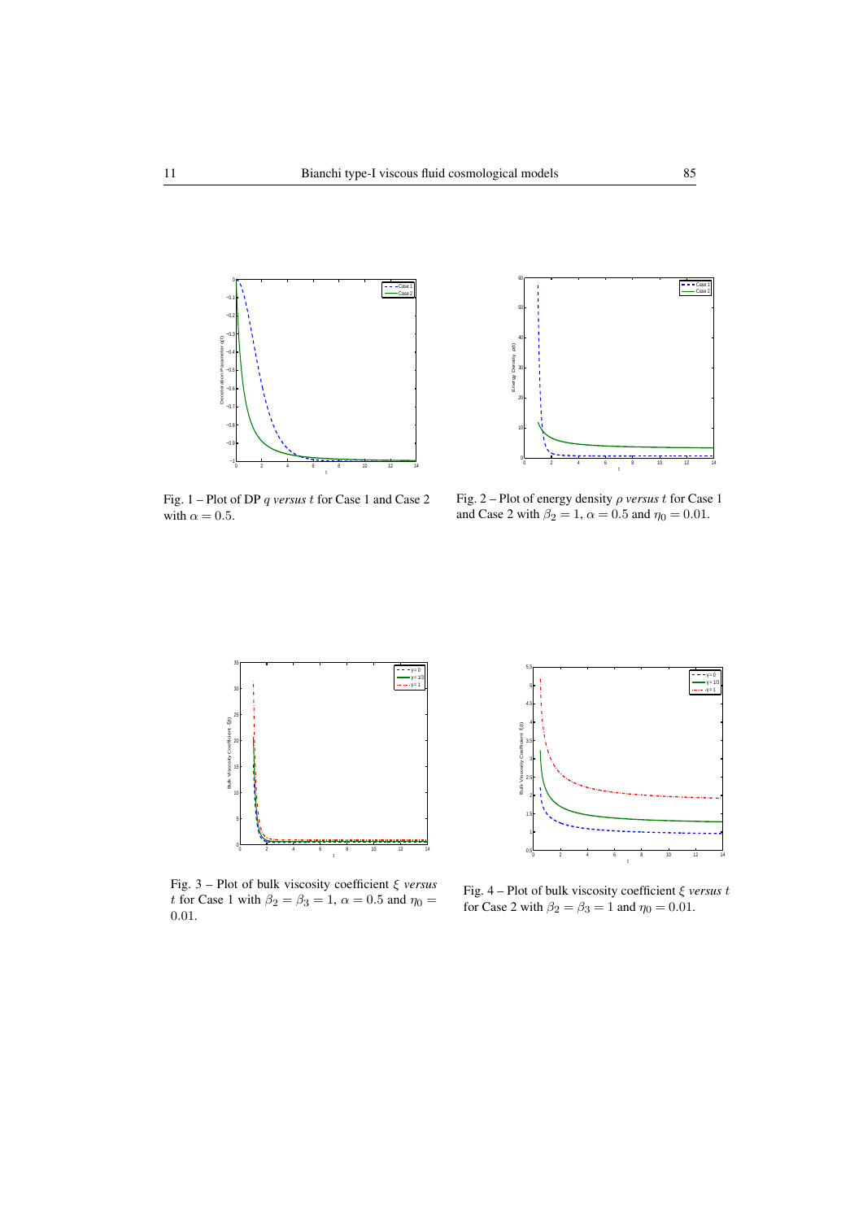Deceleration Parameter q(t)
0
−0.1
−0.2
−0.3
−0.4
−0.5
−0.6
−0.7
−0.8
−0.9
−1
0 2 4 6 8 10 12 14
t
Case 1
Case 2

Fig. 1 – Plot of DP $q$ *versus* $t$ for Case 1 and Case 2 with $\alpha = 0.5$.

Energy Density ρ(t)
60
50
40
30
20
10
0
0 2 4 6 8 10 12 14
t
Case 1
Case 2

Fig. 2 – Plot of energy density $\rho$ *versus* $t$ for Case 1 and Case 2 with $\beta_2 = 1$, $\alpha = 0.5$ and $\eta_0 = 0.01$.

Bulk Viscosity Coefficient ξ(t)
35
30
25
20
15
10
5
0
0 2 4 6 8 10 12 14
t
γ= 0
γ= 1/3
γ= 1

Fig. 3 – Plot of bulk viscosity coefficient $\xi$ *versus* $t$ for Case 1 with $\beta_2 = \beta_3 = 1$, $\alpha = 0.5$ and $\eta_0 = 0.01$.

Bulk Viscosity Coefficient ξ(t)
5.5
5
4.5
4
3.5
3
2.5
2
1.5
1
0.5
0 2 4 6 8 10 12 14
t
γ= 0
γ= 1/3
γ= 1

Fig. 4 – Plot of bulk viscosity coefficient $\xi$ *versus* $t$ for Case 2 with $\beta_2 = \beta_3 = 1$ and $\eta_0 = 0.01$.